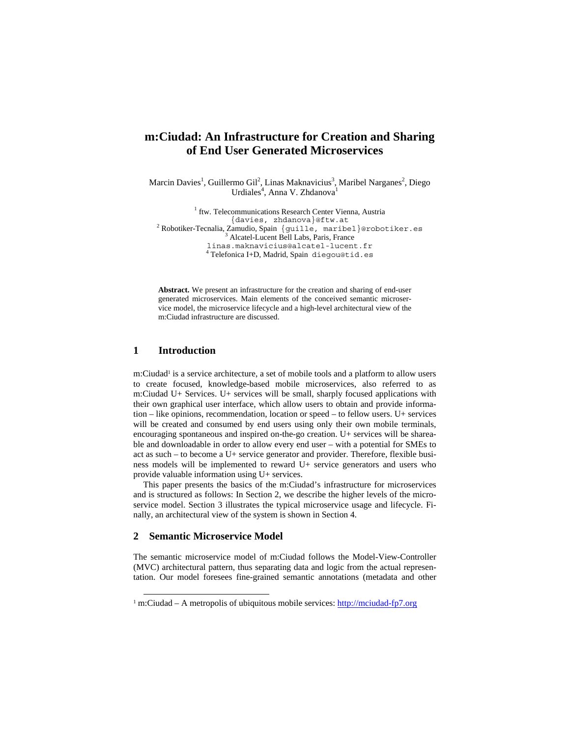# m:Ciudad: An Infrastructure for Creation and Sharing of End User Generated Microservices

Marcin Davies[1], Guillermo Gil[2], Linas Maknavicius[3], Maribel Narganes[2], Diego Urdiales[4], Anna V. Zhdanova[1]

[1] ftw. Telecommunications Research Center Vienna, Austria
{davies, zhdanova}@ftw.at
[2] Robotiker-Tecnalia, Zamudio, Spain {guille, maribel}@robotiker.es
[3] Alcatel-Lucent Bell Labs, Paris, France
linas.maknavicius@alcatel-lucent.fr
[4] Telefonica I+D, Madrid, Spain diegou@tid.es

**Abstract.** We present an infrastructure for the creation and sharing of end-user generated microservices. Main elements of the conceived semantic microservice model, the microservice lifecycle and a high-level architectural view of the m:Ciudad infrastructure are discussed.

## 1 Introduction

m:Ciudad[1] is a service architecture, a set of mobile tools and a platform to allow users to create focused, knowledge-based mobile microservices, also referred to as m:Ciudad U+ Services. U+ services will be small, sharply focused applications with their own graphical user interface, which allow users to obtain and provide information – like opinions, recommendation, location or speed – to fellow users. U+ services will be created and consumed by end users using only their own mobile terminals, encouraging spontaneous and inspired on-the-go creation. U+ services will be shareable and downloadable in order to allow every end user – with a potential for SMEs to act as such – to become a U+ service generator and provider. Therefore, flexible business models will be implemented to reward U+ service generators and users who provide valuable information using U+ services.

This paper presents the basics of the m:Ciudad's infrastructure for microservices and is structured as follows: In Section 2, we describe the higher levels of the microservice model. Section 3 illustrates the typical microservice usage and lifecycle. Finally, an architectural view of the system is shown in Section 4.

## 2 Semantic Microservice Model

The semantic microservice model of m:Ciudad follows the Model-View-Controller (MVC) architectural pattern, thus separating data and logic from the actual representation. Our model foresees fine-grained semantic annotations (metadata and other

[1] m:Ciudad – A metropolis of ubiquitous mobile services: http://mciudad-fp7.org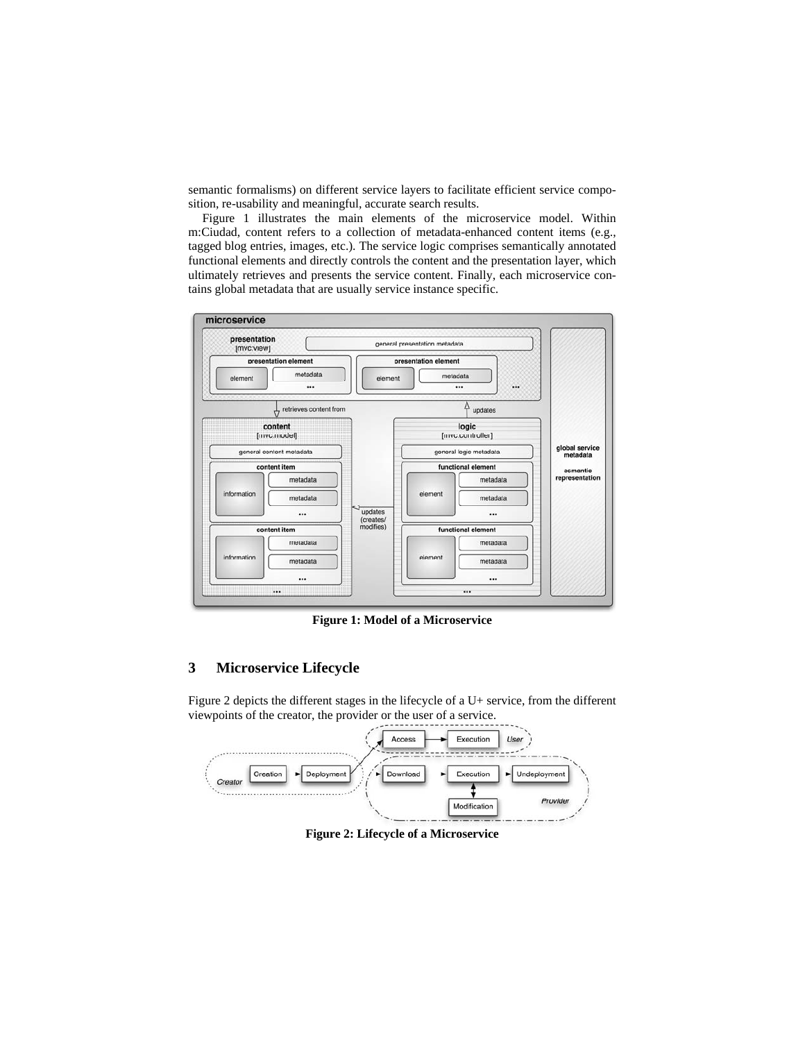semantic formalisms) on different service layers to facilitate efficient service composition, re-usability and meaningful, accurate search results.

Figure 1 illustrates the main elements of the microservice model. Within m:Ciudad, content refers to a collection of metadata-enhanced content items (e.g., tagged blog entries, images, etc.). The service logic comprises semantically annotated functional elements and directly controls the content and the presentation layer, which ultimately retrieves and presents the service content. Finally, each microservice contains global metadata that are usually service instance specific.

**Figure 1: Model of a Microservice**

## 3 Microservice Lifecycle

Figure 2 depicts the different stages in the lifecycle of a U+ service, from the different viewpoints of the creator, the provider or the user of a service.

**Figure 2: Lifecycle of a Microservice**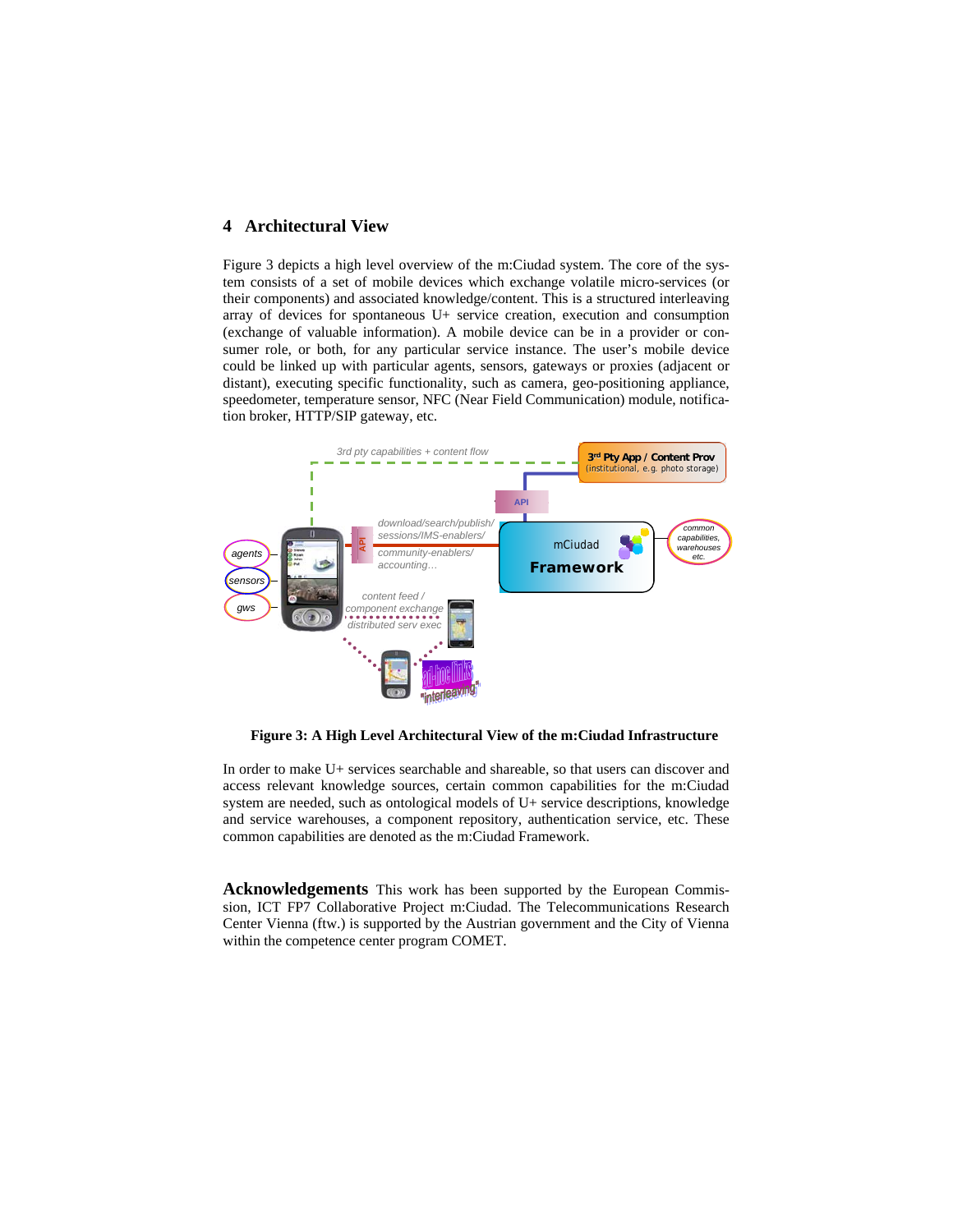## 4 Architectural View

Figure 3 depicts a high level overview of the m:Ciudad system. The core of the system consists of a set of mobile devices which exchange volatile micro-services (or their components) and associated knowledge/content. This is a structured interleaving array of devices for spontaneous U+ service creation, execution and consumption (exchange of valuable information). A mobile device can be in a provider or consumer role, or both, for any particular service instance. The user's mobile device could be linked up with particular agents, sensors, gateways or proxies (adjacent or distant), executing specific functionality, such as camera, geo-positioning appliance, speedometer, temperature sensor, NFC (Near Field Communication) module, notification broker, HTTP/SIP gateway, etc.

3rd pty capabilities + content flow

3rd Pty App / Content Prov
(institutional, e.g. photo storage)

API

download/search/publish/
sessions/IMS-enablers/
community-enablers/
accounting…

API

mCiudad
Framework

common
capabilities,
warehouses
etc.

agents

sensors

gws

content feed /
component exchange
distributed serv exec

ad-hoc links
"interleaving"

**Figure 3: A High Level Architectural View of the m:Ciudad Infrastructure**

In order to make U+ services searchable and shareable, so that users can discover and access relevant knowledge sources, certain common capabilities for the m:Ciudad system are needed, such as ontological models of U+ service descriptions, knowledge and service warehouses, a component repository, authentication service, etc. These common capabilities are denoted as the m:Ciudad Framework.

**Acknowledgements** This work has been supported by the European Commission, ICT FP7 Collaborative Project m:Ciudad. The Telecommunications Research Center Vienna (ftw.) is supported by the Austrian government and the City of Vienna within the competence center program COMET.